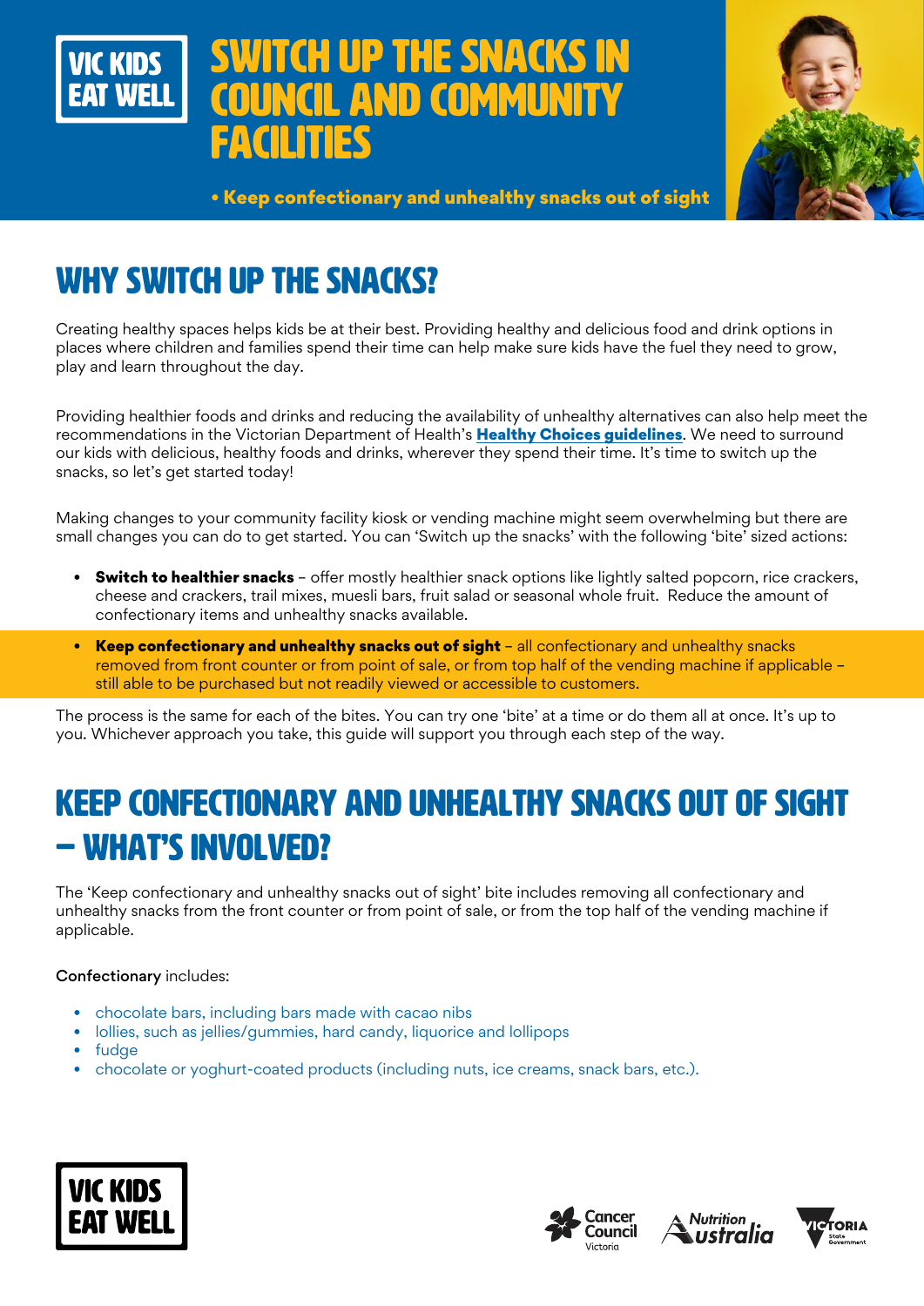VIC KIDS EAT WELL

# SWITCH UP THE SNACKS IN COUNCIL AND COMMUNITY FACILITIES

• **Keep confectionary and unhealthy snacks out of sight**

## WHY SWITCH UP THE SNACKS?

Creating healthy spaces helps kids be at their best. Providing healthy and delicious food and drink options in places where children and families spend their time can help make sure kids have the fuel they need to grow, play and learn throughout the day.

Providing healthier foods and drinks and reducing the availability of unhealthy alternatives can also help meet the recommendations in the Victorian Department of Health's **Healthy Choices guidelines**. We need to surround our kids with delicious, healthy foods and drinks, wherever they spend their time. It's time to switch up the snacks, so let's get started today!

Making changes to your community facility kiosk or vending machine might seem overwhelming but there are small changes you can do to get started. You can 'Switch up the snacks' with the following 'bite' sized actions:

- **Switch to healthier snacks** – offer mostly healthier snack options like lightly salted popcorn, rice crackers, cheese and crackers, trail mixes, muesli bars, fruit salad or seasonal whole fruit. Reduce the amount of confectionary items and unhealthy snacks available.
- **Keep confectionary and unhealthy snacks out of sight** – all confectionary and unhealthy snacks removed from front counter or from point of sale, or from top half of the vending machine if applicable – still able to be purchased but not readily viewed or accessible to customers.

The process is the same for each of the bites. You can try one 'bite' at a time or do them all at once. It's up to you. Whichever approach you take, this guide will support you through each step of the way.

## KEEP CONFECTIONARY AND UNHEALTHY SNACKS OUT OF SIGHT – WHAT'S INVOLVED?

The 'Keep confectionary and unhealthy snacks out of sight' bite includes removing all confectionary and unhealthy snacks from the front counter or from point of sale, or from the top half of the vending machine if applicable.

Confectionary includes:

- chocolate bars, including bars made with cacao nibs
- lollies, such as jellies/gummies, hard candy, liquorice and lollipops
- fudge
- chocolate or yoghurt-coated products (including nuts, ice creams, snack bars, etc.).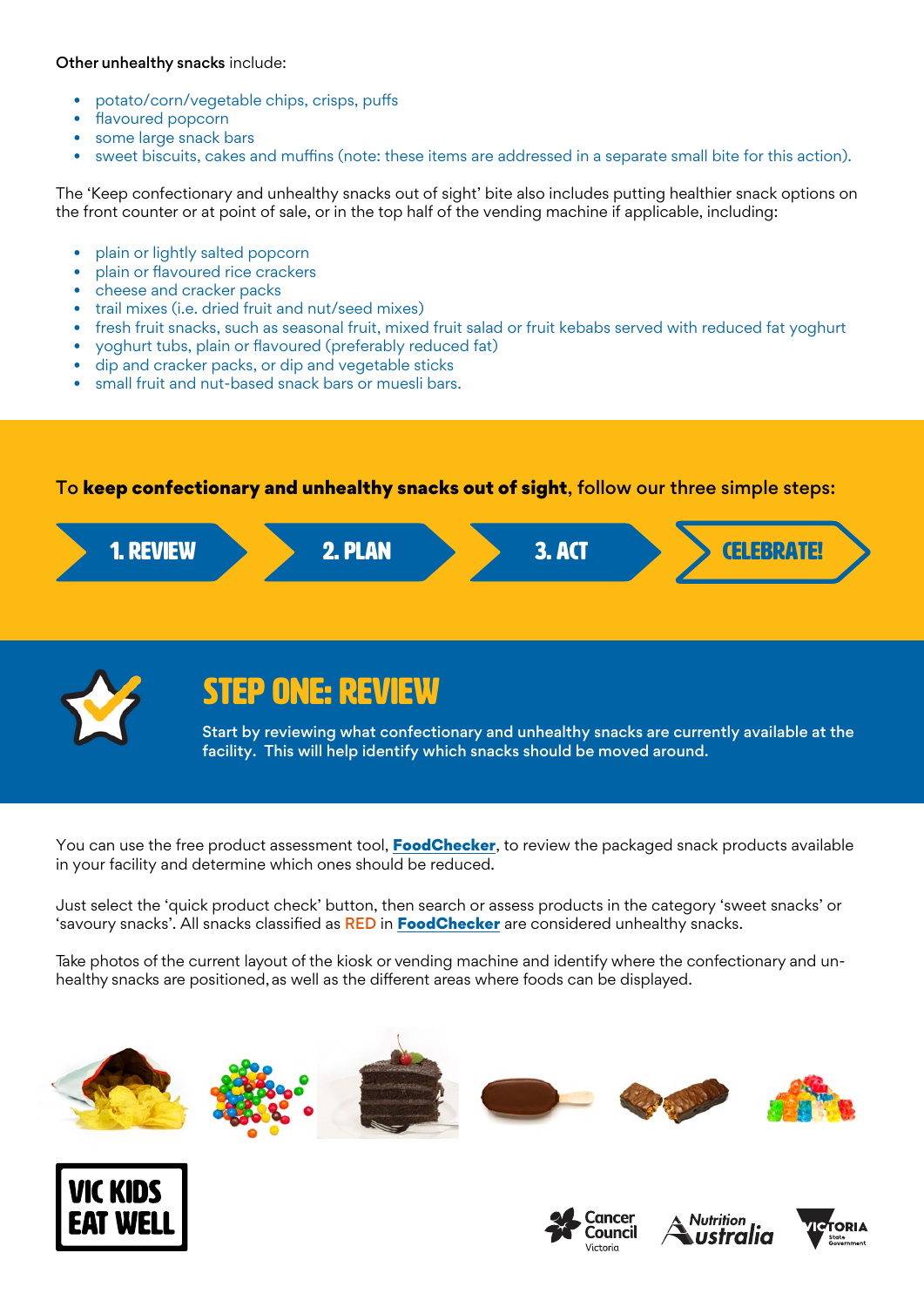**Other unhealthy snacks** include:

- potato/corn/vegetable chips, crisps, puffs
- flavoured popcorn
- some large snack bars
- sweet biscuits, cakes and muffins (note: these items are addressed in a separate small bite for this action).

The 'Keep confectionary and unhealthy snacks out of sight' bite also includes putting healthier snack options on the front counter or at point of sale, or in the top half of the vending machine if applicable, including:

- plain or lightly salted popcorn
- plain or flavoured rice crackers
- cheese and cracker packs
- trail mixes (i.e. dried fruit and nut/seed mixes)
- fresh fruit snacks, such as seasonal fruit, mixed fruit salad or fruit kebabs served with reduced fat yoghurt
- yoghurt tubs, plain or flavoured (preferably reduced fat)
- dip and cracker packs, or dip and vegetable sticks
- small fruit and nut-based snack bars or muesli bars.

To **keep confectionary and unhealthy snacks out of sight**, follow our three simple steps:

1. REVIEW → 2. PLAN → 3. ACT → CELEBRATE!

## STEP ONE: REVIEW

**Start by reviewing what confectionary and unhealthy snacks are currently available at the facility. This will help identify which snacks should be moved around.**

You can use the free product assessment tool, **FoodChecker**, to review the packaged snack products available in your facility and determine which ones should be reduced.

Just select the 'quick product check' button, then search or assess products in the category 'sweet snacks' or 'savoury snacks'. All snacks classified as RED in **FoodChecker** are considered unhealthy snacks.

Take photos of the current layout of the kiosk or vending machine and identify where the confectionary and unhealthy snacks are positioned, as well as the different areas where foods can be displayed.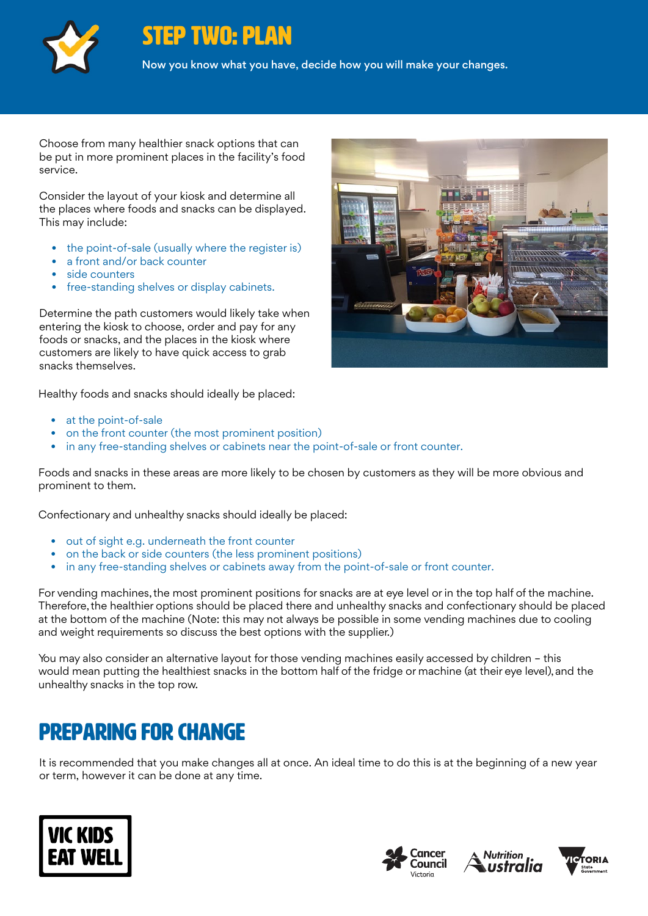# STEP TWO: PLAN

Now you know what you have, decide how you will make your changes.

Choose from many healthier snack options that can be put in more prominent places in the facility's food service.

Consider the layout of your kiosk and determine all the places where foods and snacks can be displayed. This may include:

- the point-of-sale (usually where the register is)
- a front and/or back counter
- side counters
- free-standing shelves or display cabinets.

Determine the path customers would likely take when entering the kiosk to choose, order and pay for any foods or snacks, and the places in the kiosk where customers are likely to have quick access to grab snacks themselves.

Healthy foods and snacks should ideally be placed:

- at the point-of-sale
- on the front counter (the most prominent position)
- in any free-standing shelves or cabinets near the point-of-sale or front counter.

Foods and snacks in these areas are more likely to be chosen by customers as they will be more obvious and prominent to them.

Confectionary and unhealthy snacks should ideally be placed:

- out of sight e.g. underneath the front counter
- on the back or side counters (the less prominent positions)
- in any free-standing shelves or cabinets away from the point-of-sale or front counter.

For vending machines, the most prominent positions for snacks are at eye level or in the top half of the machine. Therefore, the healthier options should be placed there and unhealthy snacks and confectionary should be placed at the bottom of the machine (Note: this may not always be possible in some vending machines due to cooling and weight requirements so discuss the best options with the supplier.)

You may also consider an alternative layout for those vending machines easily accessed by children – this would mean putting the healthiest snacks in the bottom half of the fridge or machine (at their eye level), and the unhealthy snacks in the top row.

## PREPARING FOR CHANGE

It is recommended that you make changes all at once. An ideal time to do this is at the beginning of a new year or term, however it can be done at any time.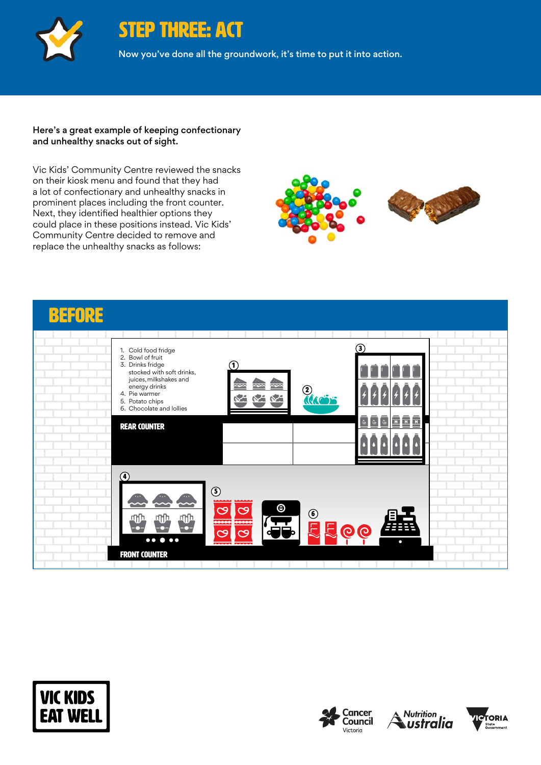# STEP THREE: ACT

Now you've done all the groundwork, it's time to put it into action.

**Here's a great example of keeping confectionary and unhealthy snacks out of sight.**

Vic Kids' Community Centre reviewed the snacks on their kiosk menu and found that they had a lot of confectionary and unhealthy snacks in prominent places including the front counter. Next, they identified healthier options they could place in these positions instead. Vic Kids' Community Centre decided to remove and replace the unhealthy snacks as follows:

## BEFORE

1. Cold food fridge
2. Bowl of fruit
3. Drinks fridge stocked with soft drinks, juices, milkshakes and energy drinks
4. Pie warmer
5. Potato chips
6. Chocolate and lollies

REAR COUNTER

FRONT COUNTER

VIC KIDS EAT WELL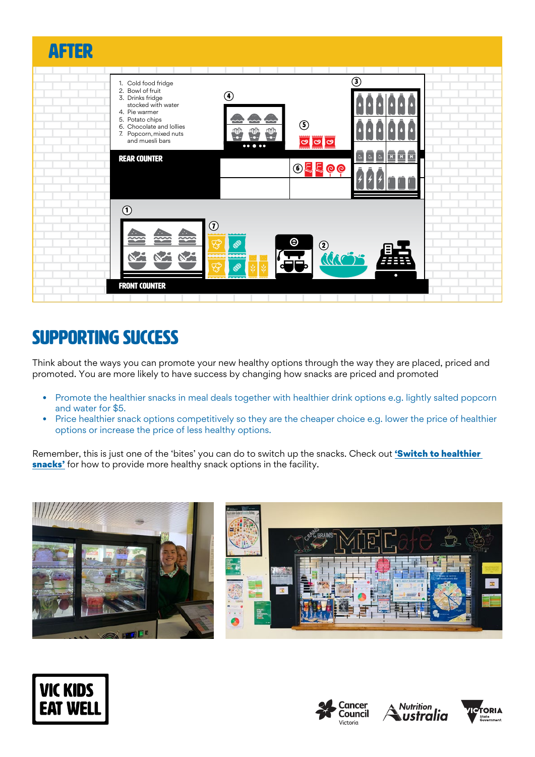## AFTER

1. Cold food fridge
2. Bowl of fruit
3. Drinks fridge stocked with water
4. Pie warmer
5. Potato chips
6. Chocolate and lollies
7. Popcorn, mixed nuts and muesli bars

REAR COUNTER

FRONT COUNTER

## SUPPORTING SUCCESS

Think about the ways you can promote your new healthy options through the way they are placed, priced and promoted. You are more likely to have success by changing how snacks are priced and promoted

- Promote the healthier snacks in meal deals together with healthier drink options e.g. lightly salted popcorn and water for $5.
- Price healthier snack options competitively so they are the cheaper choice e.g. lower the price of healthier options or increase the price of less healthy options.

Remember, this is just one of the 'bites' you can do to switch up the snacks. Check out **'Switch to healthier snacks'** for how to provide more healthy snack options in the facility.

VIC KIDS EAT WELL

Cancer Council Victoria | Nutrition Australia | Victoria State Government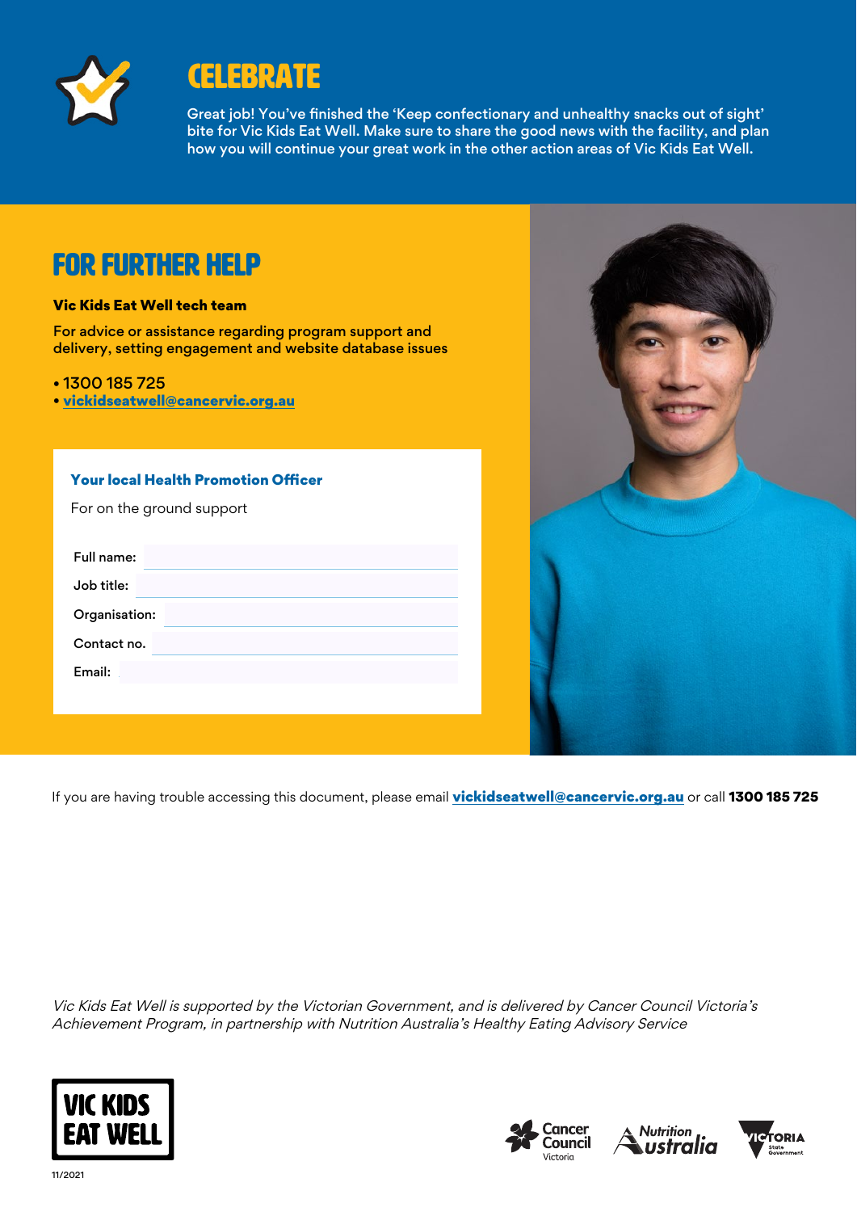# CELEBRATE

Great job! You've finished the 'Keep confectionary and unhealthy snacks out of sight' bite for Vic Kids Eat Well. Make sure to share the good news with the facility, and plan how you will continue your great work in the other action areas of Vic Kids Eat Well.

# FOR FURTHER HELP

**Vic Kids Eat Well tech team**

For advice or assistance regarding program support and delivery, setting engagement and website database issues

- 1300 185 725
- **vickidseatwell@cancervic.org.au**

### Your local Health Promotion Officer

For on the ground support

Full name:

Job title:

Organisation:

Contact no.

Email:

If you are having trouble accessing this document, please email **vickidseatwell@cancervic.org.au** or call **1300 185 725**

*Vic Kids Eat Well is supported by the Victorian Government, and is delivered by Cancer Council Victoria's Achievement Program, in partnership with Nutrition Australia's Healthy Eating Advisory Service*

VIC KIDS EAT WELL

Cancer Council Victoria

Nutrition Australia

VICTORIA State Government

11/2021